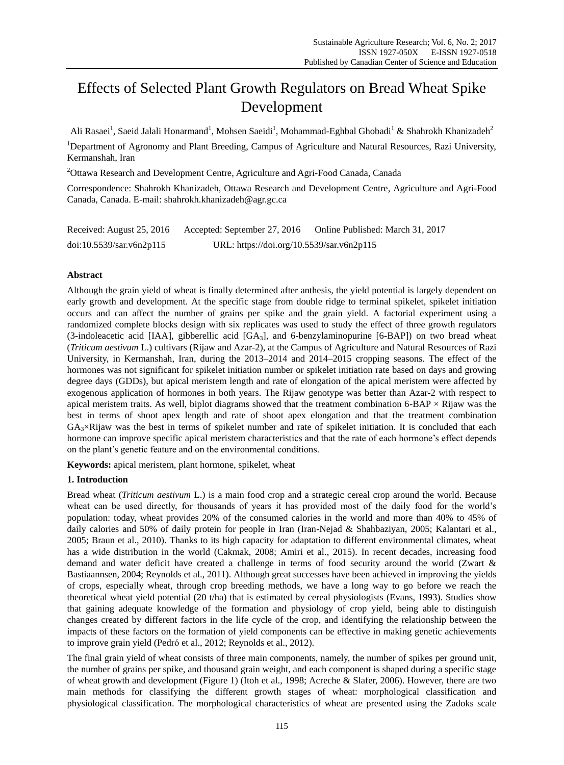# Effects of Selected Plant Growth Regulators on Bread Wheat Spike Development

Ali Rasaei[1], Saeid Jalali Honarmand[1], Mohsen Saeidi[1], Mohammad-Eghbal Ghobadi[1] & Shahrokh Khanizadeh[2]

[1]Department of Agronomy and Plant Breeding, Campus of Agriculture and Natural Resources, Razi University, Kermanshah, Iran

[2]Ottawa Research and Development Centre, Agriculture and Agri-Food Canada, Canada

Correspondence: Shahrokh Khanizadeh, Ottawa Research and Development Centre, Agriculture and Agri-Food Canada, Canada. E-mail: shahrokh.khanizadeh@agr.gc.ca

Received: August 25, 2016 Accepted: September 27, 2016 Online Published: March 31, 2017

doi:10.5539/sar.v6n2p115 URL: https://doi.org/10.5539/sar.v6n2p115

## Abstract

Although the grain yield of wheat is finally determined after anthesis, the yield potential is largely dependent on early growth and development. At the specific stage from double ridge to terminal spikelet, spikelet initiation occurs and can affect the number of grains per spike and the grain yield. A factorial experiment using a randomized complete blocks design with six replicates was used to study the effect of three growth regulators (3-indoleacetic acid [IAA], gibberellic acid [$GA_3$], and 6-benzylaminopurine [6-BAP]) on two bread wheat (*Triticum aestivum* L.) cultivars (Rijaw and Azar-2), at the Campus of Agriculture and Natural Resources of Razi University, in Kermanshah, Iran, during the 2013–2014 and 2014–2015 cropping seasons. The effect of the hormones was not significant for spikelet initiation number or spikelet initiation rate based on days and growing degree days (GDDs), but apical meristem length and rate of elongation of the apical meristem were affected by exogenous application of hormones in both years. The Rijaw genotype was better than Azar-2 with respect to apical meristem traits. As well, biplot diagrams showed that the treatment combination 6-BAP × Rijaw was the best in terms of shoot apex length and rate of shoot apex elongation and that the treatment combination $GA_3$×Rijaw was the best in terms of spikelet number and rate of spikelet initiation. It is concluded that each hormone can improve specific apical meristem characteristics and that the rate of each hormone's effect depends on the plant's genetic feature and on the environmental conditions.

**Keywords:** apical meristem, plant hormone, spikelet, wheat

## 1. Introduction

Bread wheat (*Triticum aestivum* L.) is a main food crop and a strategic cereal crop around the world. Because wheat can be used directly, for thousands of years it has provided most of the daily food for the world's population: today, wheat provides 20% of the consumed calories in the world and more than 40% to 45% of daily calories and 50% of daily protein for people in Iran (Iran-Nejad & Shahbaziyan, 2005; Kalantari et al., 2005; Braun et al., 2010). Thanks to its high capacity for adaptation to different environmental climates, wheat has a wide distribution in the world (Cakmak, 2008; Amiri et al., 2015). In recent decades, increasing food demand and water deficit have created a challenge in terms of food security around the world (Zwart & Bastiaannsen, 2004; Reynolds et al., 2011). Although great successes have been achieved in improving the yields of crops, especially wheat, through crop breeding methods, we have a long way to go before we reach the theoretical wheat yield potential (20 t/ha) that is estimated by cereal physiologists (Evans, 1993). Studies show that gaining adequate knowledge of the formation and physiology of crop yield, being able to distinguish changes created by different factors in the life cycle of the crop, and identifying the relationship between the impacts of these factors on the formation of yield components can be effective in making genetic achievements to improve grain yield (Pedró et al., 2012; Reynolds et al., 2012).

The final grain yield of wheat consists of three main components, namely, the number of spikes per ground unit, the number of grains per spike, and thousand grain weight, and each component is shaped during a specific stage of wheat growth and development (Figure 1) (Itoh et al., 1998; Acreche & Slafer, 2006). However, there are two main methods for classifying the different growth stages of wheat: morphological classification and physiological classification. The morphological characteristics of wheat are presented using the Zadoks scale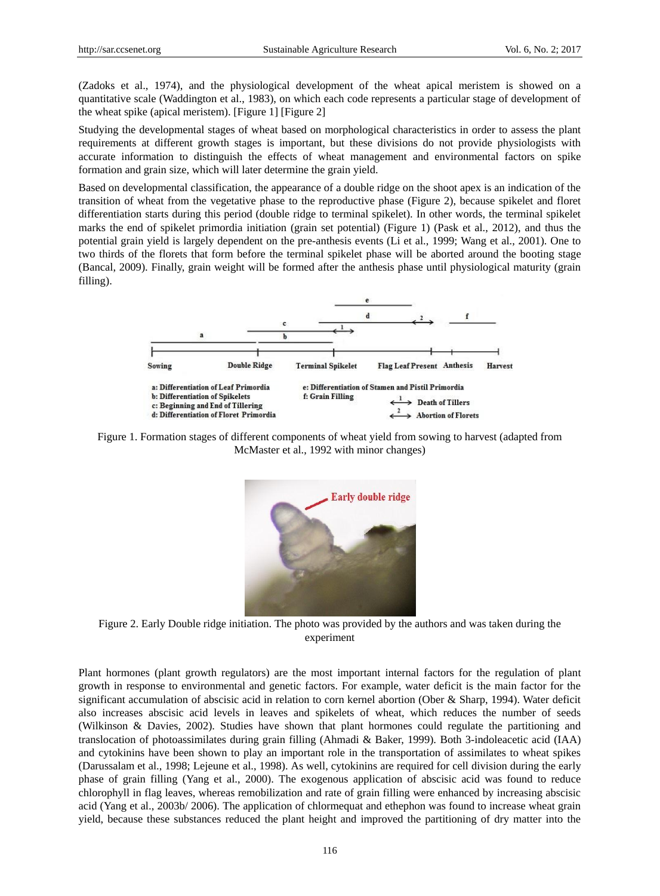(Zadoks et al., 1974), and the physiological development of the wheat apical meristem is showed on a quantitative scale (Waddington et al., 1983), on which each code represents a particular stage of development of the wheat spike (apical meristem). [Figure 1] [Figure 2]

Studying the developmental stages of wheat based on morphological characteristics in order to assess the plant requirements at different growth stages is important, but these divisions do not provide physiologists with accurate information to distinguish the effects of wheat management and environmental factors on spike formation and grain size, which will later determine the grain yield.

Based on developmental classification, the appearance of a double ridge on the shoot apex is an indication of the transition of wheat from the vegetative phase to the reproductive phase (Figure 2), because spikelet and floret differentiation starts during this period (double ridge to terminal spikelet). In other words, the terminal spikelet marks the end of spikelet primordia initiation (grain set potential) (Figure 1) (Pask et al., 2012), and thus the potential grain yield is largely dependent on the pre-anthesis events (Li et al., 1999; Wang et al., 2001). One to two thirds of the florets that form before the terminal spikelet phase will be aborted around the booting stage (Bancal, 2009). Finally, grain weight will be formed after the anthesis phase until physiological maturity (grain filling).

Figure 1. Formation stages of different components of wheat yield from sowing to harvest (adapted from McMaster et al., 1992 with minor changes)

Figure 2. Early Double ridge initiation. The photo was provided by the authors and was taken during the experiment

Plant hormones (plant growth regulators) are the most important internal factors for the regulation of plant growth in response to environmental and genetic factors. For example, water deficit is the main factor for the significant accumulation of abscisic acid in relation to corn kernel abortion (Ober & Sharp, 1994). Water deficit also increases abscisic acid levels in leaves and spikelets of wheat, which reduces the number of seeds (Wilkinson & Davies, 2002). Studies have shown that plant hormones could regulate the partitioning and translocation of photoassimilates during grain filling (Ahmadi & Baker, 1999). Both 3-indoleacetic acid (IAA) and cytokinins have been shown to play an important role in the transportation of assimilates to wheat spikes (Darussalam et al., 1998; Lejeune et al., 1998). As well, cytokinins are required for cell division during the early phase of grain filling (Yang et al., 2000). The exogenous application of abscisic acid was found to reduce chlorophyll in flag leaves, whereas remobilization and rate of grain filling were enhanced by increasing abscisic acid (Yang et al., 2003b/ 2006). The application of chlormequat and ethephon was found to increase wheat grain yield, because these substances reduced the plant height and improved the partitioning of dry matter into the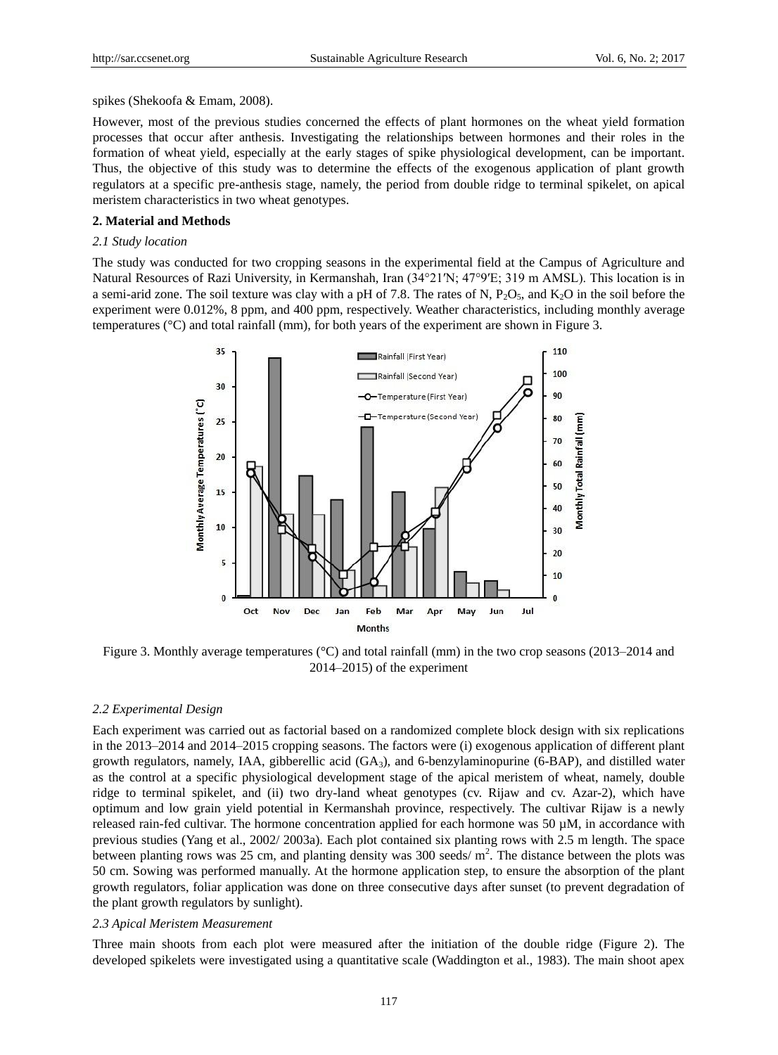spikes (Shekoofa & Emam, 2008).

However, most of the previous studies concerned the effects of plant hormones on the wheat yield formation processes that occur after anthesis. Investigating the relationships between hormones and their roles in the formation of wheat yield, especially at the early stages of spike physiological development, can be important. Thus, the objective of this study was to determine the effects of the exogenous application of plant growth regulators at a specific pre-anthesis stage, namely, the period from double ridge to terminal spikelet, on apical meristem characteristics in two wheat genotypes.

## 2. Material and Methods

### *2.1 Study location*

The study was conducted for two cropping seasons in the experimental field at the Campus of Agriculture and Natural Resources of Razi University, in Kermanshah, Iran (34°21′N; 47°9′E; 319 m AMSL). This location is in a semi-arid zone. The soil texture was clay with a pH of 7.8. The rates of N, $P_2O_5$, and $K_2O$ in the soil before the experiment were 0.012%, 8 ppm, and 400 ppm, respectively. Weather characteristics, including monthly average temperatures (°C) and total rainfall (mm), for both years of the experiment are shown in Figure 3.

Figure 3. Monthly average temperatures (°C) and total rainfall (mm) in the two crop seasons (2013–2014 and 2014–2015) of the experiment

### *2.2 Experimental Design*

Each experiment was carried out as factorial based on a randomized complete block design with six replications in the 2013–2014 and 2014–2015 cropping seasons. The factors were (i) exogenous application of different plant growth regulators, namely, IAA, gibberellic acid ($GA_3$), and 6-benzylaminopurine (6-BAP), and distilled water as the control at a specific physiological development stage of the apical meristem of wheat, namely, double ridge to terminal spikelet, and (ii) two dry-land wheat genotypes (cv. Rijaw and cv. Azar-2), which have optimum and low grain yield potential in Kermanshah province, respectively. The cultivar Rijaw is a newly released rain-fed cultivar. The hormone concentration applied for each hormone was 50 µM, in accordance with previous studies (Yang et al., 2002/ 2003a). Each plot contained six planting rows with 2.5 m length. The space between planting rows was 25 cm, and planting density was 300 seeds/ $m^2$. The distance between the plots was 50 cm. Sowing was performed manually. At the hormone application step, to ensure the absorption of the plant growth regulators, foliar application was done on three consecutive days after sunset (to prevent degradation of the plant growth regulators by sunlight).

### *2.3 Apical Meristem Measurement*

Three main shoots from each plot were measured after the initiation of the double ridge (Figure 2). The developed spikelets were investigated using a quantitative scale (Waddington et al., 1983). The main shoot apex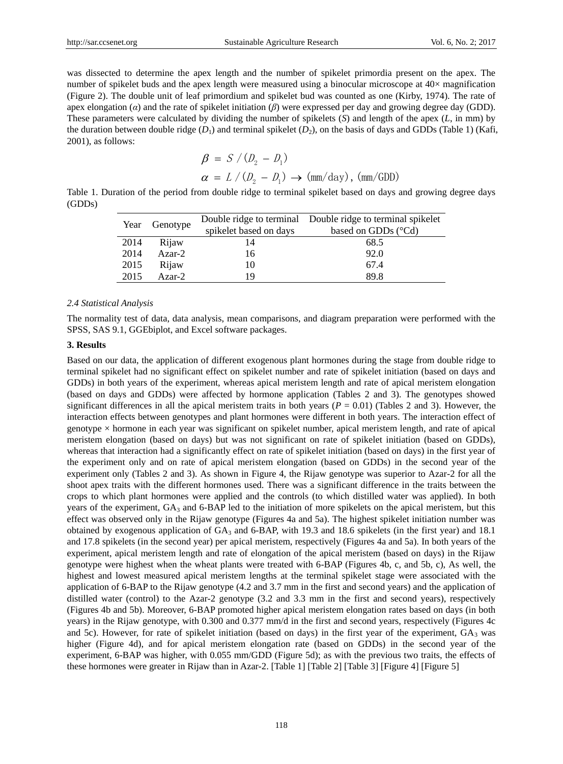was dissected to determine the apex length and the number of spikelet primordia present on the apex. The number of spikelet buds and the apex length were measured using a binocular microscope at 40× magnification (Figure 2). The double unit of leaf primordium and spikelet bud was counted as one (Kirby, 1974). The rate of apex elongation ($\alpha$) and the rate of spikelet initiation ($\beta$) were expressed per day and growing degree day (GDD). These parameters were calculated by dividing the number of spikelets ($S$) and length of the apex ($L$, in mm) by the duration between double ridge ($D_1$) and terminal spikelet ($D_2$), on the basis of days and GDDs (Table 1) (Kafi, 2001), as follows:

$$\beta = S / (D_2 - D_1)$$

$$\alpha = L / (D_2 - D_1) \rightarrow \text{(mm/day)}, \text{(mm/GDD)}$$

Table 1. Duration of the period from double ridge to terminal spikelet based on days and growing degree days (GDDs)

| Year | Genotype | Double ridge to terminal spikelet based on days | Double ridge to terminal spikelet based on GDDs (°Cd) |
|---|---|---|---|
| 2014 | Rijaw | 14 | 68.5 |
| 2014 | Azar-2 | 16 | 92.0 |
| 2015 | Rijaw | 10 | 67.4 |
| 2015 | Azar-2 | 19 | 89.8 |

### 2.4 Statistical Analysis

The normality test of data, data analysis, mean comparisons, and diagram preparation were performed with the SPSS, SAS 9.1, GGEbiplot, and Excel software packages.

## 3. Results

Based on our data, the application of different exogenous plant hormones during the stage from double ridge to terminal spikelet had no significant effect on spikelet number and rate of spikelet initiation (based on days and GDDs) in both years of the experiment, whereas apical meristem length and rate of apical meristem elongation (based on days and GDDs) were affected by hormone application (Tables 2 and 3). The genotypes showed significant differences in all the apical meristem traits in both years ($P = 0.01$) (Tables 2 and 3). However, the interaction effects between genotypes and plant hormones were different in both years. The interaction effect of genotype × hormone in each year was significant on spikelet number, apical meristem length, and rate of apical meristem elongation (based on days) but was not significant on rate of spikelet initiation (based on GDDs), whereas that interaction had a significantly effect on rate of spikelet initiation (based on days) in the first year of the experiment only and on rate of apical meristem elongation (based on GDDs) in the second year of the experiment only (Tables 2 and 3). As shown in Figure 4, the Rijaw genotype was superior to Azar-2 for all the shoot apex traits with the different hormones used. There was a significant difference in the traits between the crops to which plant hormones were applied and the controls (to which distilled water was applied). In both years of the experiment, $GA_3$ and 6-BAP led to the initiation of more spikelets on the apical meristem, but this effect was observed only in the Rijaw genotype (Figures 4a and 5a). The highest spikelet initiation number was obtained by exogenous application of $GA_3$ and 6-BAP, with 19.3 and 18.6 spikelets (in the first year) and 18.1 and 17.8 spikelets (in the second year) per apical meristem, respectively (Figures 4a and 5a). In both years of the experiment, apical meristem length and rate of elongation of the apical meristem (based on days) in the Rijaw genotype were highest when the wheat plants were treated with 6-BAP (Figures 4b, c, and 5b, c), As well, the highest and lowest measured apical meristem lengths at the terminal spikelet stage were associated with the application of 6-BAP to the Rijaw genotype (4.2 and 3.7 mm in the first and second years) and the application of distilled water (control) to the Azar-2 genotype (3.2 and 3.3 mm in the first and second years), respectively (Figures 4b and 5b). Moreover, 6-BAP promoted higher apical meristem elongation rates based on days (in both years) in the Rijaw genotype, with 0.300 and 0.377 mm/d in the first and second years, respectively (Figures 4c and 5c). However, for rate of spikelet initiation (based on days) in the first year of the experiment, $GA_3$ was higher (Figure 4d), and for apical meristem elongation rate (based on GDDs) in the second year of the experiment, 6-BAP was higher, with 0.055 mm/GDD (Figure 5d); as with the previous two traits, the effects of these hormones were greater in Rijaw than in Azar-2. [Table 1] [Table 2] [Table 3] [Figure 4] [Figure 5]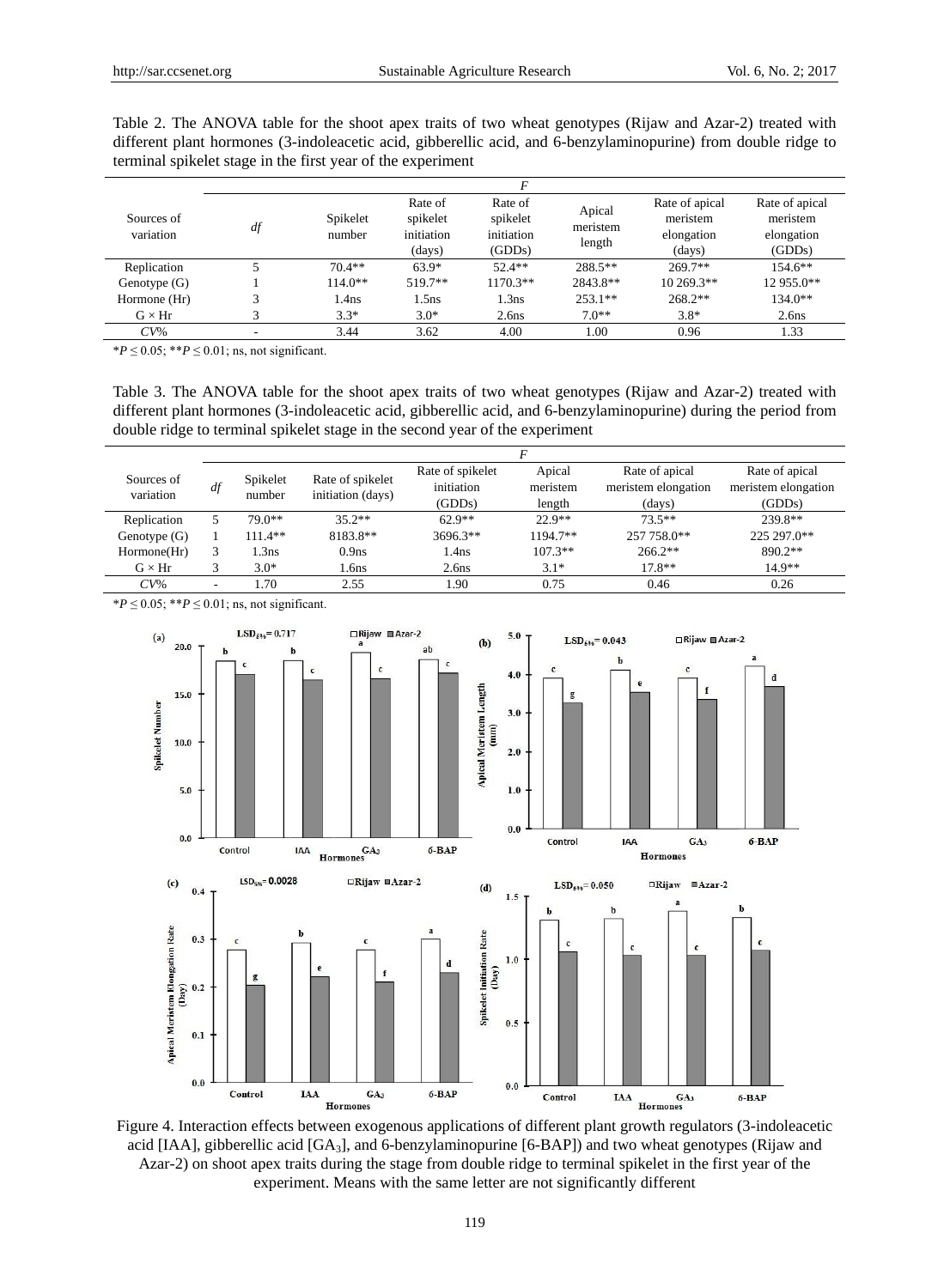Table 2. The ANOVA table for the shoot apex traits of two wheat genotypes (Rijaw and Azar-2) treated with different plant hormones (3-indoleacetic acid, gibberellic acid, and 6-benzylaminopurine) from double ridge to terminal spikelet stage in the first year of the experiment

| Sources of variation | *df* | *F* | | | | | |
|---|---|---|---|---|---|---|---|
| | | Spikelet number | Rate of spikelet initiation (days) | Rate of spikelet initiation (GDDs) | Apical meristem length | Rate of apical meristem elongation (days) | Rate of apical meristem elongation (GDDs) |
| Replication | 5 | 70.4** | 63.9* | 52.4** | 288.5** | 269.7** | 154.6** |
| Genotype (G) | 1 | 114.0** | 519.7** | 1170.3** | 2843.8** | 10 269.3** | 12 955.0** |
| Hormone (Hr) | 3 | 1.4ns | 1.5ns | 1.3ns | 253.1** | 268.2** | 134.0** |
| G × Hr | 3 | 3.3* | 3.0* | 2.6ns | 7.0** | 3.8* | 2.6ns |
| *CV*% | - | 3.44 | 3.62 | 4.00 | 1.00 | 0.96 | 1.33 |

*$P \leq 0.05$; **$P \leq 0.01$; ns, not significant.

Table 3. The ANOVA table for the shoot apex traits of two wheat genotypes (Rijaw and Azar-2) treated with different plant hormones (3-indoleacetic acid, gibberellic acid, and 6-benzylaminopurine) during the period from double ridge to terminal spikelet stage in the second year of the experiment

| Sources of variation | *df* | *F* | | | | | |
|---|---|---|---|---|---|---|---|
| | | Spikelet number | Rate of spikelet initiation (days) | Rate of spikelet initiation (GDDs) | Apical meristem length | Rate of apical meristem elongation (days) | Rate of apical meristem elongation (GDDs) |
| Replication | 5 | 79.0** | 35.2** | 62.9** | 22.9** | 73.5** | 239.8** |
| Genotype (G) | 1 | 111.4** | 8183.8** | 3696.3** | 1194.7** | 257 758.0** | 225 297.0** |
| Hormone(Hr) | 3 | 1.3ns | 0.9ns | 1.4ns | 107.3** | 266.2** | 890.2** |
| G × Hr | 3 | 3.0* | 1.6ns | 2.6ns | 3.1* | 17.8** | 14.9** |
| *CV*% | - | 1.70 | 2.55 | 1.90 | 0.75 | 0.46 | 0.26 |

*$P \leq 0.05$; **$P \leq 0.01$; ns, not significant.

Figure 4. Interaction effects between exogenous applications of different plant growth regulators (3-indoleacetic acid [IAA], gibberellic acid [$GA_3$], and 6-benzylaminopurine [6-BAP]) and two wheat genotypes (Rijaw and Azar-2) on shoot apex traits during the stage from double ridge to terminal spikelet in the first year of the experiment. Means with the same letter are not significantly different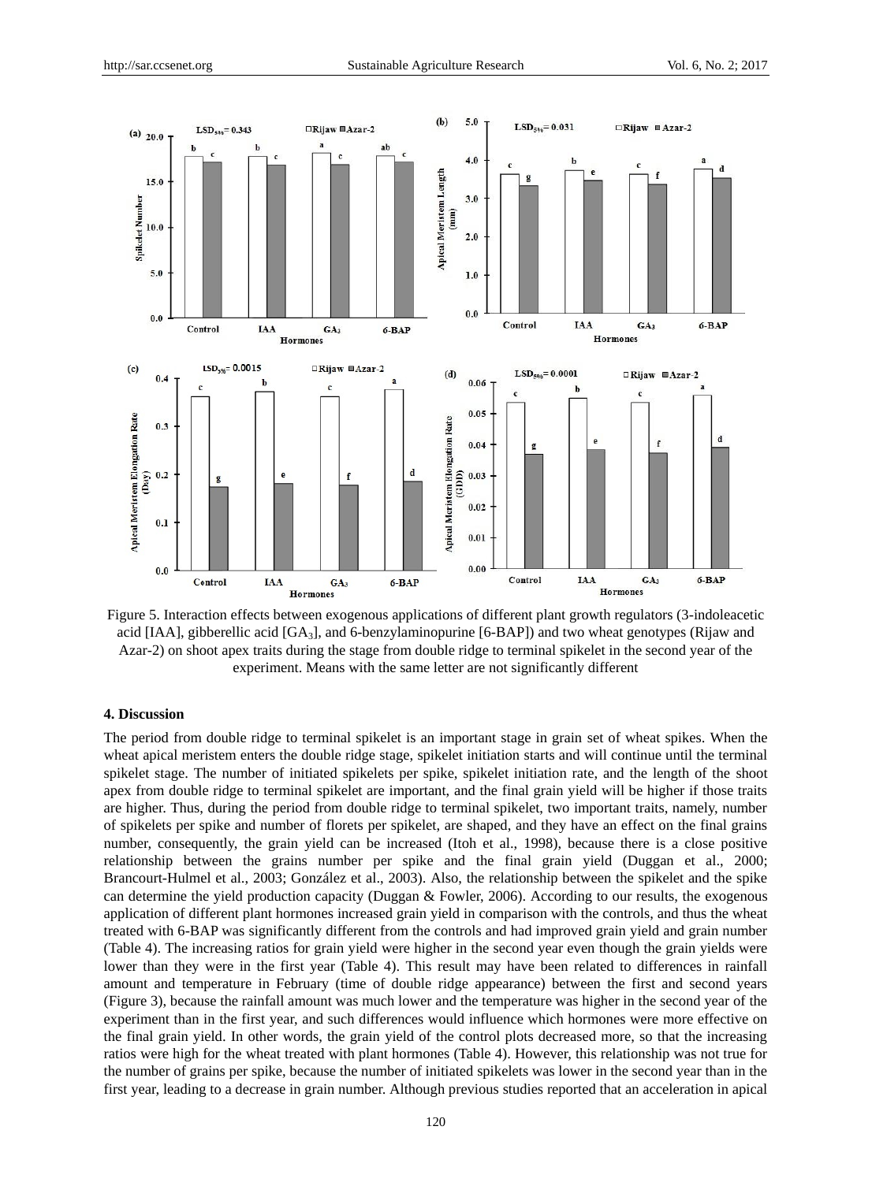Figure 5. Interaction effects between exogenous applications of different plant growth regulators (3-indoleacetic acid [IAA], gibberellic acid [$GA_3$], and 6-benzylaminopurine [6-BAP]) and two wheat genotypes (Rijaw and Azar-2) on shoot apex traits during the stage from double ridge to terminal spikelet in the second year of the experiment. Means with the same letter are not significantly different

## 4. Discussion

The period from double ridge to terminal spikelet is an important stage in grain set of wheat spikes. When the wheat apical meristem enters the double ridge stage, spikelet initiation starts and will continue until the terminal spikelet stage. The number of initiated spikelets per spike, spikelet initiation rate, and the length of the shoot apex from double ridge to terminal spikelet are important, and the final grain yield will be higher if those traits are higher. Thus, during the period from double ridge to terminal spikelet, two important traits, namely, number of spikelets per spike and number of florets per spikelet, are shaped, and they have an effect on the final grains number, consequently, the grain yield can be increased (Itoh et al., 1998), because there is a close positive relationship between the grains number per spike and the final grain yield (Duggan et al., 2000; Brancourt-Hulmel et al., 2003; González et al., 2003). Also, the relationship between the spikelet and the spike can determine the yield production capacity (Duggan & Fowler, 2006). According to our results, the exogenous application of different plant hormones increased grain yield in comparison with the controls, and thus the wheat treated with 6-BAP was significantly different from the controls and had improved grain yield and grain number (Table 4). The increasing ratios for grain yield were higher in the second year even though the grain yields were lower than they were in the first year (Table 4). This result may have been related to differences in rainfall amount and temperature in February (time of double ridge appearance) between the first and second years (Figure 3), because the rainfall amount was much lower and the temperature was higher in the second year of the experiment than in the first year, and such differences would influence which hormones were more effective on the final grain yield. In other words, the grain yield of the control plots decreased more, so that the increasing ratios were high for the wheat treated with plant hormones (Table 4). However, this relationship was not true for the number of grains per spike, because the number of initiated spikelets was lower in the second year than in the first year, leading to a decrease in grain number. Although previous studies reported that an acceleration in apical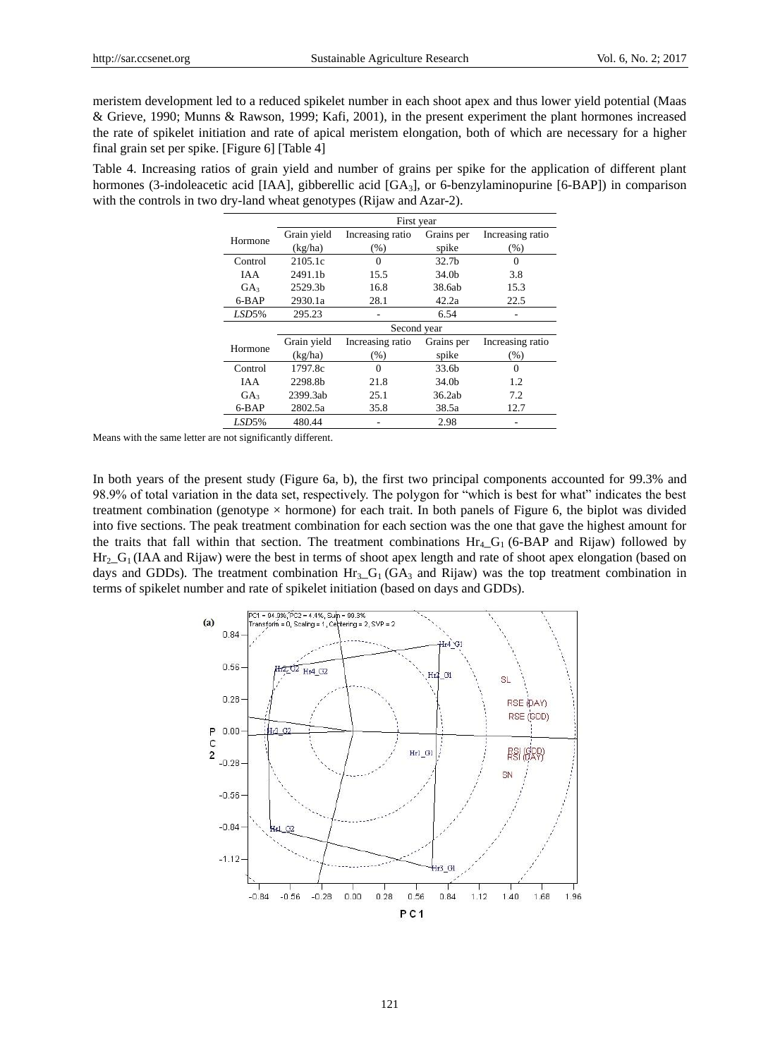meristem development led to a reduced spikelet number in each shoot apex and thus lower yield potential (Maas & Grieve, 1990; Munns & Rawson, 1999; Kafi, 2001), in the present experiment the plant hormones increased the rate of spikelet initiation and rate of apical meristem elongation, both of which are necessary for a higher final grain set per spike. [Figure 6] [Table 4]

Table 4. Increasing ratios of grain yield and number of grains per spike for the application of different plant hormones (3-indoleacetic acid [IAA], gibberellic acid [$GA_3$], or 6-benzylaminopurine [6-BAP]) in comparison with the controls in two dry-land wheat genotypes (Rijaw and Azar-2).

| Hormone | First year | | | |
|---|---|---|---|---|
| | Grain yield (kg/ha) | Increasing ratio (%) | Grains per spike | Increasing ratio (%) |
| Control | 2105.1c | 0 | 32.7b | 0 |
| IAA | 2491.1b | 15.5 | 34.0b | 3.8 |
| $GA_3$ | 2529.3b | 16.8 | 38.6ab | 15.3 |
| 6-BAP | 2930.1a | 28.1 | 42.2a | 22.5 |
| *LSD*5% | 295.23 | - | 6.54 | - |
| | Second year | | | |
| Hormone | Grain yield (kg/ha) | Increasing ratio (%) | Grains per spike | Increasing ratio (%) |
| Control | 1797.8c | 0 | 33.6b | 0 |
| IAA | 2298.8b | 21.8 | 34.0b | 1.2 |
| $GA_3$ | 2399.3ab | 25.1 | 36.2ab | 7.2 |
| 6-BAP | 2802.5a | 35.8 | 38.5a | 12.7 |
| *LSD*5% | 480.44 | - | 2.98 | - |

Means with the same letter are not significantly different.

In both years of the present study (Figure 6a, b), the first two principal components accounted for 99.3% and 98.9% of total variation in the data set, respectively. The polygon for "which is best for what" indicates the best treatment combination (genotype × hormone) for each trait. In both panels of Figure 6, the biplot was divided into five sections. The peak treatment combination for each section was the one that gave the highest amount for the traits that fall within that section. The treatment combinations $Hr_4\_G_1$ (6-BAP and Rijaw) followed by $Hr_2\_G_1$ (IAA and Rijaw) were the best in terms of shoot apex length and rate of shoot apex elongation (based on days and GDDs). The treatment combination $Hr_3\_G_1$ ($GA_3$ and Rijaw) was the top treatment combination in terms of spikelet number and rate of spikelet initiation (based on days and GDDs).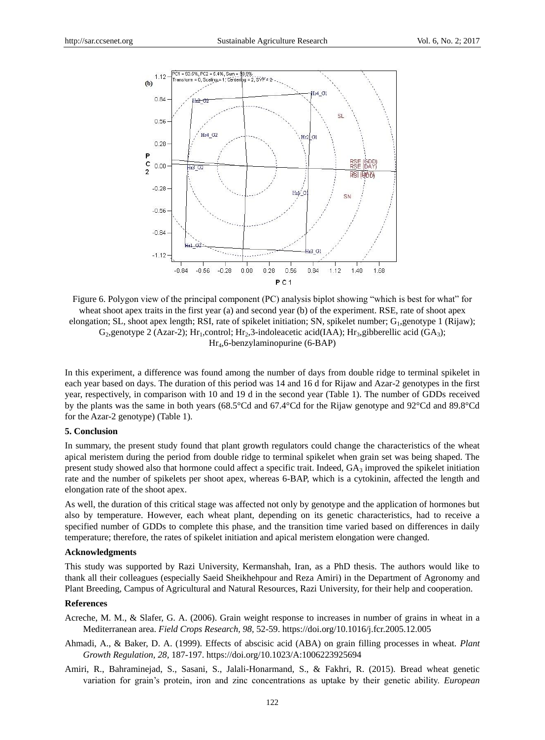Figure 6. Polygon view of the principal component (PC) analysis biplot showing "which is best for what" for wheat shoot apex traits in the first year (a) and second year (b) of the experiment. RSE, rate of shoot apex elongation; SL, shoot apex length; RSI, rate of spikelet initiation; SN, spikelet number; $G_1$,genotype 1 (Rijaw); $G_2$,genotype 2 (Azar-2); $Hr_1$,control; $Hr_2$,3-indoleacetic acid(IAA); $Hr_3$,gibberellic acid ($GA_3$); $Hr_4$,6-benzylaminopurine (6-BAP)

In this experiment, a difference was found among the number of days from double ridge to terminal spikelet in each year based on days. The duration of this period was 14 and 16 d for Rijaw and Azar-2 genotypes in the first year, respectively, in comparison with 10 and 19 d in the second year (Table 1). The number of GDDs received by the plants was the same in both years (68.5°Cd and 67.4°Cd for the Rijaw genotype and 92°Cd and 89.8°Cd for the Azar-2 genotype) (Table 1).

## 5. Conclusion

In summary, the present study found that plant growth regulators could change the characteristics of the wheat apical meristem during the period from double ridge to terminal spikelet when grain set was being shaped. The present study showed also that hormone could affect a specific trait. Indeed, $GA_3$ improved the spikelet initiation rate and the number of spikelets per shoot apex, whereas 6-BAP, which is a cytokinin, affected the length and elongation rate of the shoot apex.

As well, the duration of this critical stage was affected not only by genotype and the application of hormones but also by temperature. However, each wheat plant, depending on its genetic characteristics, had to receive a specified number of GDDs to complete this phase, and the transition time varied based on differences in daily temperature; therefore, the rates of spikelet initiation and apical meristem elongation were changed.

## Acknowledgments

This study was supported by Razi University, Kermanshah, Iran, as a PhD thesis. The authors would like to thank all their colleagues (especially Saeid Sheikhehpour and Reza Amiri) in the Department of Agronomy and Plant Breeding, Campus of Agricultural and Natural Resources, Razi University, for their help and cooperation.

## References

Acreche, M. M., & Slafer, G. A. (2006). Grain weight response to increases in number of grains in wheat in a Mediterranean area. *Field Crops Research, 98,* 52-59. https://doi.org/10.1016/j.fcr.2005.12.005

Ahmadi, A., & Baker, D. A. (1999). Effects of abscisic acid (ABA) on grain filling processes in wheat. *Plant Growth Regulation, 28,* 187-197. https://doi.org/10.1023/A:1006223925694

Amiri, R., Bahraminejad, S., Sasani, S., Jalali-Honarmand, S., & Fakhri, R. (2015). Bread wheat genetic variation for grain's protein, iron and zinc concentrations as uptake by their genetic ability. *European*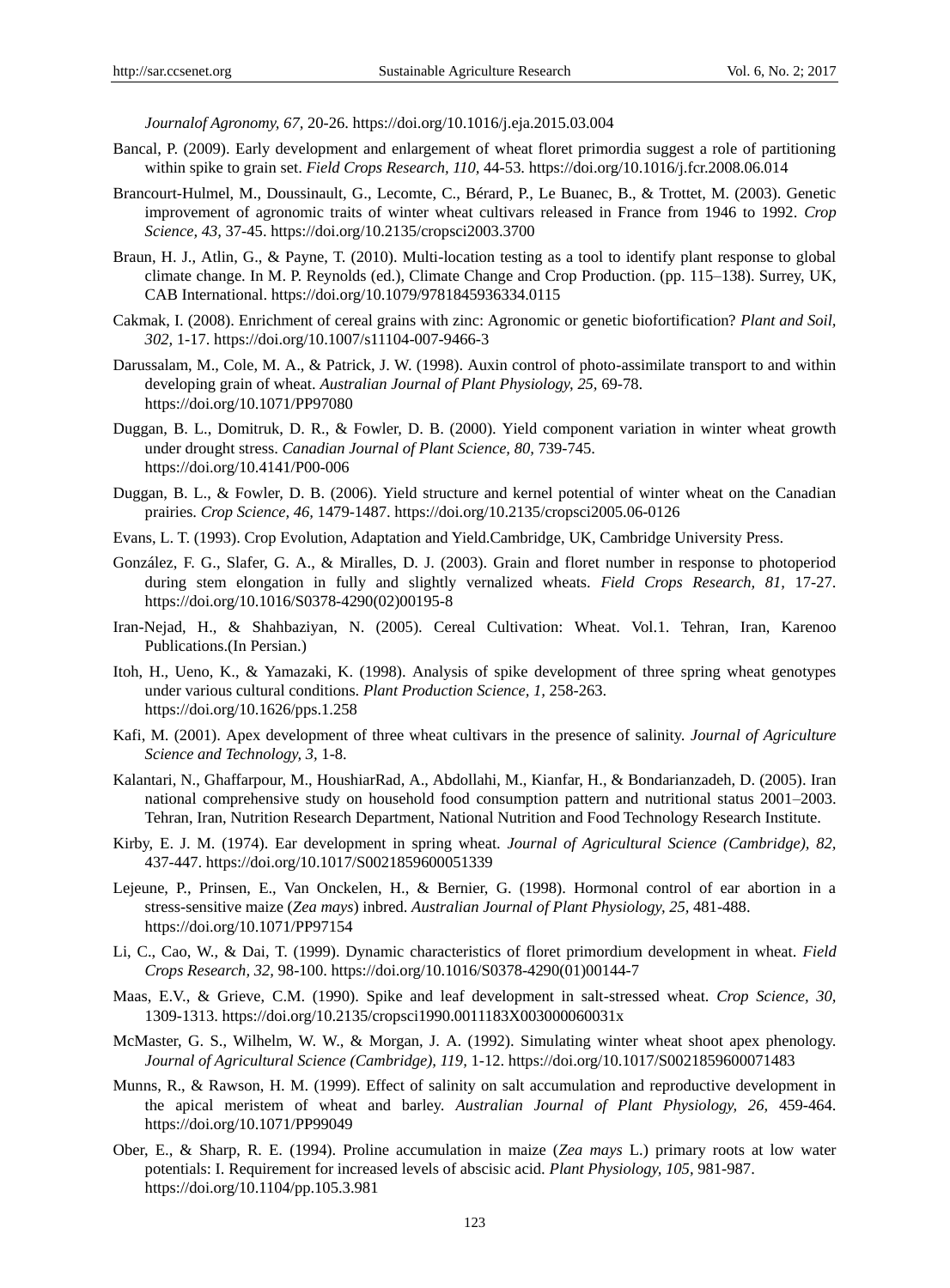*Journalof Agronomy, 67*, 20-26. https://doi.org/10.1016/j.eja.2015.03.004

Bancal, P. (2009). Early development and enlargement of wheat floret primordia suggest a role of partitioning within spike to grain set. *Field Crops Research, 110,* 44-53. https://doi.org/10.1016/j.fcr.2008.06.014

Brancourt-Hulmel, M., Doussinault, G., Lecomte, C., Bérard, P., Le Buanec, B., & Trottet, M. (2003). Genetic improvement of agronomic traits of winter wheat cultivars released in France from 1946 to 1992. *Crop Science, 43,* 37-45. https://doi.org/10.2135/cropsci2003.3700

Braun, H. J., Atlin, G., & Payne, T. (2010). Multi-location testing as a tool to identify plant response to global climate change. In M. P. Reynolds (ed.), Climate Change and Crop Production. (pp. 115–138). Surrey, UK, CAB International. https://doi.org/10.1079/9781845936334.0115

Cakmak, I. (2008). Enrichment of cereal grains with zinc: Agronomic or genetic biofortification? *Plant and Soil, 302,* 1-17. https://doi.org/10.1007/s11104-007-9466-3

Darussalam, M., Cole, M. A., & Patrick, J. W. (1998). Auxin control of photo-assimilate transport to and within developing grain of wheat. *Australian Journal of Plant Physiology, 25,* 69-78. https://doi.org/10.1071/PP97080

Duggan, B. L., Domitruk, D. R., & Fowler, D. B. (2000). Yield component variation in winter wheat growth under drought stress. *Canadian Journal of Plant Science, 80,* 739-745. https://doi.org/10.4141/P00-006

Duggan, B. L., & Fowler, D. B. (2006). Yield structure and kernel potential of winter wheat on the Canadian prairies. *Crop Science, 46*, 1479-1487. https://doi.org/10.2135/cropsci2005.06-0126

Evans, L. T. (1993). Crop Evolution, Adaptation and Yield.Cambridge, UK, Cambridge University Press.

González, F. G., Slafer, G. A., & Miralles, D. J. (2003). Grain and floret number in response to photoperiod during stem elongation in fully and slightly vernalized wheats. *Field Crops Research, 81,* 17-27. https://doi.org/10.1016/S0378-4290(02)00195-8

Iran-Nejad, H., & Shahbaziyan, N. (2005). Cereal Cultivation: Wheat. Vol.1. Tehran, Iran, Karenoo Publications.(In Persian.)

Itoh, H., Ueno, K., & Yamazaki, K. (1998). Analysis of spike development of three spring wheat genotypes under various cultural conditions. *Plant Production Science, 1,* 258-263. https://doi.org/10.1626/pps.1.258

Kafi, M. (2001). Apex development of three wheat cultivars in the presence of salinity. *Journal of Agriculture Science and Technology, 3,* 1-8.

Kalantari, N., Ghaffarpour, M., HoushiarRad, A., Abdollahi, M., Kianfar, H., & Bondarianzadeh, D. (2005). Iran national comprehensive study on household food consumption pattern and nutritional status 2001–2003. Tehran, Iran, Nutrition Research Department, National Nutrition and Food Technology Research Institute.

Kirby, E. J. M. (1974). Ear development in spring wheat. *Journal of Agricultural Science (Cambridge), 82,* 437-447. https://doi.org/10.1017/S0021859600051339

Lejeune, P., Prinsen, E., Van Onckelen, H., & Bernier, G. (1998). Hormonal control of ear abortion in a stress-sensitive maize (*Zea mays*) inbred. *Australian Journal of Plant Physiology, 25,* 481-488. https://doi.org/10.1071/PP97154

Li, C., Cao, W., & Dai, T. (1999). Dynamic characteristics of floret primordium development in wheat. *Field Crops Research, 32,* 98-100. https://doi.org/10.1016/S0378-4290(01)00144-7

Maas, E.V., & Grieve, C.M. (1990). Spike and leaf development in salt-stressed wheat. *Crop Science, 30,* 1309-1313. https://doi.org/10.2135/cropsci1990.0011183X003000060031x

McMaster, G. S., Wilhelm, W. W., & Morgan, J. A. (1992). Simulating winter wheat shoot apex phenology. *Journal of Agricultural Science (Cambridge), 119,* 1-12. https://doi.org/10.1017/S0021859600071483

Munns, R., & Rawson, H. M. (1999). Effect of salinity on salt accumulation and reproductive development in the apical meristem of wheat and barley. *Australian Journal of Plant Physiology, 26,* 459-464. https://doi.org/10.1071/PP99049

Ober, E., & Sharp, R. E. (1994). Proline accumulation in maize (*Zea mays* L.) primary roots at low water potentials: I. Requirement for increased levels of abscisic acid. *Plant Physiology, 105,* 981-987. https://doi.org/10.1104/pp.105.3.981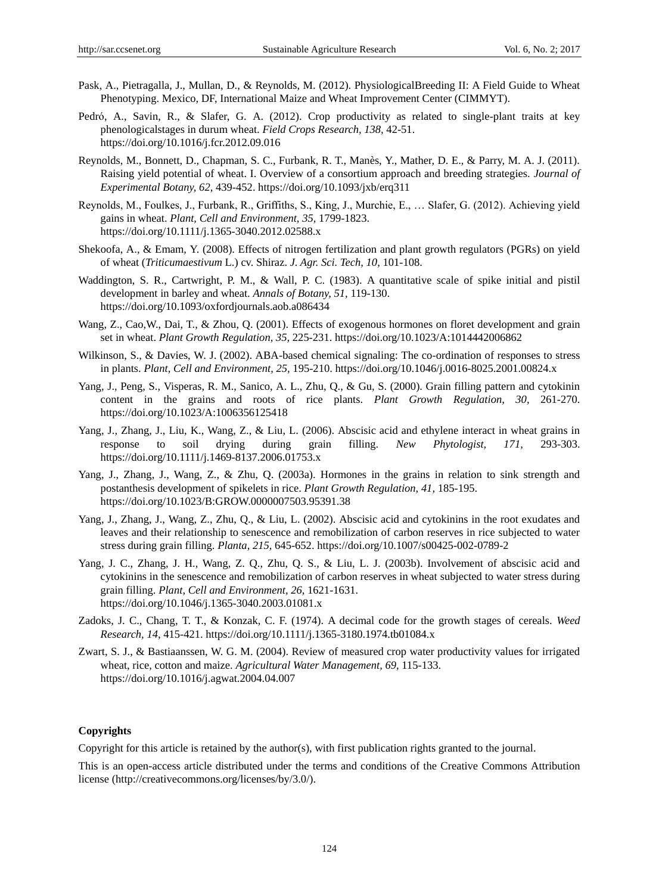Pask, A., Pietragalla, J., Mullan, D., & Reynolds, M. (2012). PhysiologicalBreeding II: A Field Guide to Wheat Phenotyping. Mexico, DF, International Maize and Wheat Improvement Center (CIMMYT).

Pedró, A., Savin, R., & Slafer, G. A. (2012). Crop productivity as related to single-plant traits at key phenologicalstages in durum wheat. *Field Crops Research, 138*, 42-51. https://doi.org/10.1016/j.fcr.2012.09.016

Reynolds, M., Bonnett, D., Chapman, S. C., Furbank, R. T., Manès, Y., Mather, D. E., & Parry, M. A. J. (2011). Raising yield potential of wheat. I. Overview of a consortium approach and breeding strategies. *Journal of Experimental Botany, 62*, 439-452. https://doi.org/10.1093/jxb/erq311

Reynolds, M., Foulkes, J., Furbank, R., Griffiths, S., King, J., Murchie, E., … Slafer, G. (2012). Achieving yield gains in wheat. *Plant, Cell and Environment, 35*, 1799-1823. https://doi.org/10.1111/j.1365-3040.2012.02588.x

Shekoofa, A., & Emam, Y. (2008). Effects of nitrogen fertilization and plant growth regulators (PGRs) on yield of wheat (*Triticumaestivum* L.) cv. Shiraz. *J. Agr. Sci. Tech, 10*, 101-108.

Waddington, S. R., Cartwright, P. M., & Wall, P. C. (1983). A quantitative scale of spike initial and pistil development in barley and wheat. *Annals of Botany, 51*, 119-130. https://doi.org/10.1093/oxfordjournals.aob.a086434

Wang, Z., Cao,W., Dai, T., & Zhou, Q. (2001). Effects of exogenous hormones on floret development and grain set in wheat. *Plant Growth Regulation, 35*, 225-231. https://doi.org/10.1023/A:1014442006862

Wilkinson, S., & Davies, W. J. (2002). ABA-based chemical signaling: The co-ordination of responses to stress in plants. *Plant, Cell and Environment, 25*, 195-210. https://doi.org/10.1046/j.0016-8025.2001.00824.x

Yang, J., Peng, S., Visperas, R. M., Sanico, A. L., Zhu, Q., & Gu, S. (2000). Grain filling pattern and cytokinin content in the grains and roots of rice plants. *Plant Growth Regulation, 30*, 261-270. https://doi.org/10.1023/A:1006356125418

Yang, J., Zhang, J., Liu, K., Wang, Z., & Liu, L. (2006). Abscisic acid and ethylene interact in wheat grains in response to soil drying during grain filling. *New Phytologist, 171*, 293-303. https://doi.org/10.1111/j.1469-8137.2006.01753.x

Yang, J., Zhang, J., Wang, Z., & Zhu, Q. (2003a). Hormones in the grains in relation to sink strength and postanthesis development of spikelets in rice. *Plant Growth Regulation, 41*, 185-195. https://doi.org/10.1023/B:GROW.0000007503.95391.38

Yang, J., Zhang, J., Wang, Z., Zhu, Q., & Liu, L. (2002). Abscisic acid and cytokinins in the root exudates and leaves and their relationship to senescence and remobilization of carbon reserves in rice subjected to water stress during grain filling. *Planta, 215*, 645-652. https://doi.org/10.1007/s00425-002-0789-2

Yang, J. C., Zhang, J. H., Wang, Z. Q., Zhu, Q. S., & Liu, L. J. (2003b). Involvement of abscisic acid and cytokinins in the senescence and remobilization of carbon reserves in wheat subjected to water stress during grain filling. *Plant, Cell and Environment, 26*, 1621-1631. https://doi.org/10.1046/j.1365-3040.2003.01081.x

Zadoks, J. C., Chang, T. T., & Konzak, C. F. (1974). A decimal code for the growth stages of cereals. *Weed Research, 14*, 415-421. https://doi.org/10.1111/j.1365-3180.1974.tb01084.x

Zwart, S. J., & Bastiaanssen, W. G. M. (2004). Review of measured crop water productivity values for irrigated wheat, rice, cotton and maize. *Agricultural Water Management, 69*, 115-133. https://doi.org/10.1016/j.agwat.2004.04.007

**Copyrights**

Copyright for this article is retained by the author(s), with first publication rights granted to the journal.

This is an open-access article distributed under the terms and conditions of the Creative Commons Attribution license (http://creativecommons.org/licenses/by/3.0/).